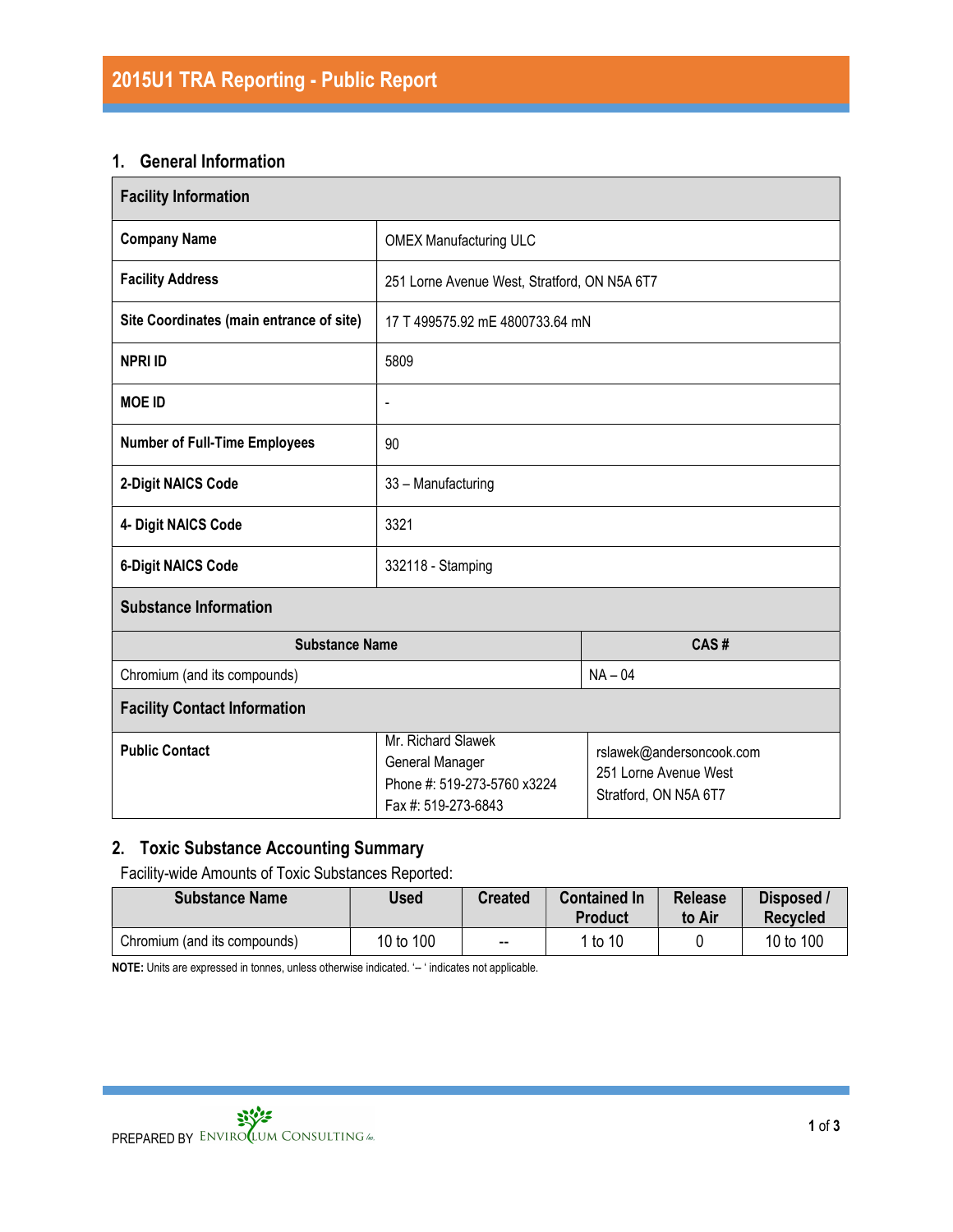# 2015U1 TRA Reporting - Public Report

## 1. General Information

| Facility Information | | |
|---|---|---|
| **Company Name** | OMEX Manufacturing ULC | |
| **Facility Address** | 251 Lorne Avenue West, Stratford, ON N5A 6T7 | |
| **Site Coordinates (main entrance of site)** | 17 T 499575.92 mE 4800733.64 mN | |
| **NPRI ID** | 5809 | |
| **MOE ID** | - | |
| **Number of Full-Time Employees** | 90 | |
| **2-Digit NAICS Code** | 33 – Manufacturing | |
| **4- Digit NAICS Code** | 3321 | |
| **6-Digit NAICS Code** | 332118 - Stamping | |

| Substance Information | |
|---|---|
| **Substance Name** | **CAS #** |
| Chromium (and its compounds) | NA – 04 |

| Facility Contact Information | | |
|---|---|---|
| **Public Contact** | Mr. Richard Slawek<br>General Manager<br>Phone #: 519-273-5760 x3224<br>Fax #: 519-273-6843 | rslawek@andersoncook.com<br>251 Lorne Avenue West<br>Stratford, ON N5A 6T7 |

## 2. Toxic Substance Accounting Summary

Facility-wide Amounts of Toxic Substances Reported:

| Substance Name | Used | Created | Contained In Product | Release to Air | Disposed / Recycled |
|---|---|---|---|---|---|
| Chromium (and its compounds) | 10 to 100 | -- | 1 to 10 | 0 | 10 to 100 |

**NOTE:** Units are expressed in tonnes, unless otherwise indicated. '– ' indicates not applicable.

PREPARED BY ENVIROCLUM CONSULTING Inc.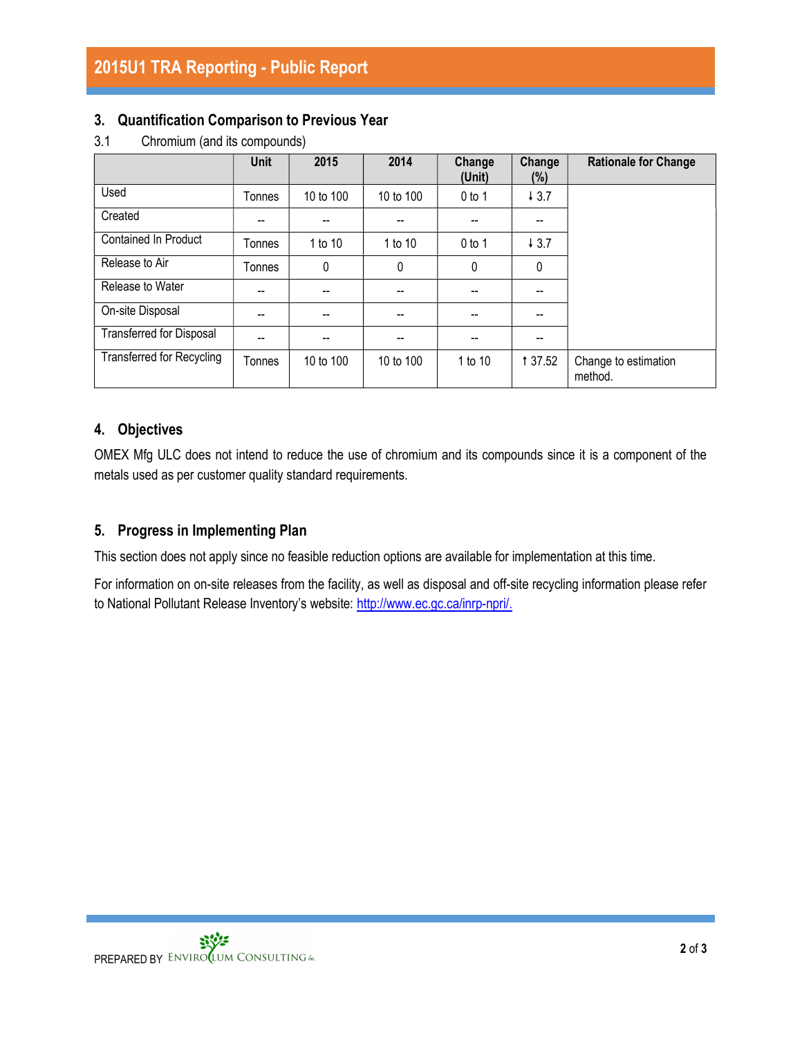## 3. Quantification Comparison to Previous Year

3.1 Chromium (and its compounds)

| | Unit | 2015 | 2014 | Change (Unit) | Change (%) | Rationale for Change |
|---|---|---|---|---|---|---|
| Used | Tonnes | 10 to 100 | 10 to 100 | 0 to 1 | ↓ 3.7 | |
| Created | -- | -- | -- | -- | -- | |
| Contained In Product | Tonnes | 1 to 10 | 1 to 10 | 0 to 1 | ↓ 3.7 | |
| Release to Air | Tonnes | 0 | 0 | 0 | 0 | |
| Release to Water | -- | -- | -- | -- | -- | |
| On-site Disposal | -- | -- | -- | -- | -- | |
| Transferred for Disposal | -- | -- | -- | -- | -- | |
| Transferred for Recycling | Tonnes | 10 to 100 | 10 to 100 | 1 to 10 | ↑ 37.52 | Change to estimation method. |

## 4. Objectives

OMEX Mfg ULC does not intend to reduce the use of chromium and its compounds since it is a component of the metals used as per customer quality standard requirements.

## 5. Progress in Implementing Plan

This section does not apply since no feasible reduction options are available for implementation at this time.

For information on on-site releases from the facility, as well as disposal and off-site recycling information please refer to National Pollutant Release Inventory's website: [http://www.ec.gc.ca/inrp-npri/.](http://www.ec.gc.ca/inrp-npri/)

PREPARED BY ENVIROCLUM CONSULTING Inc.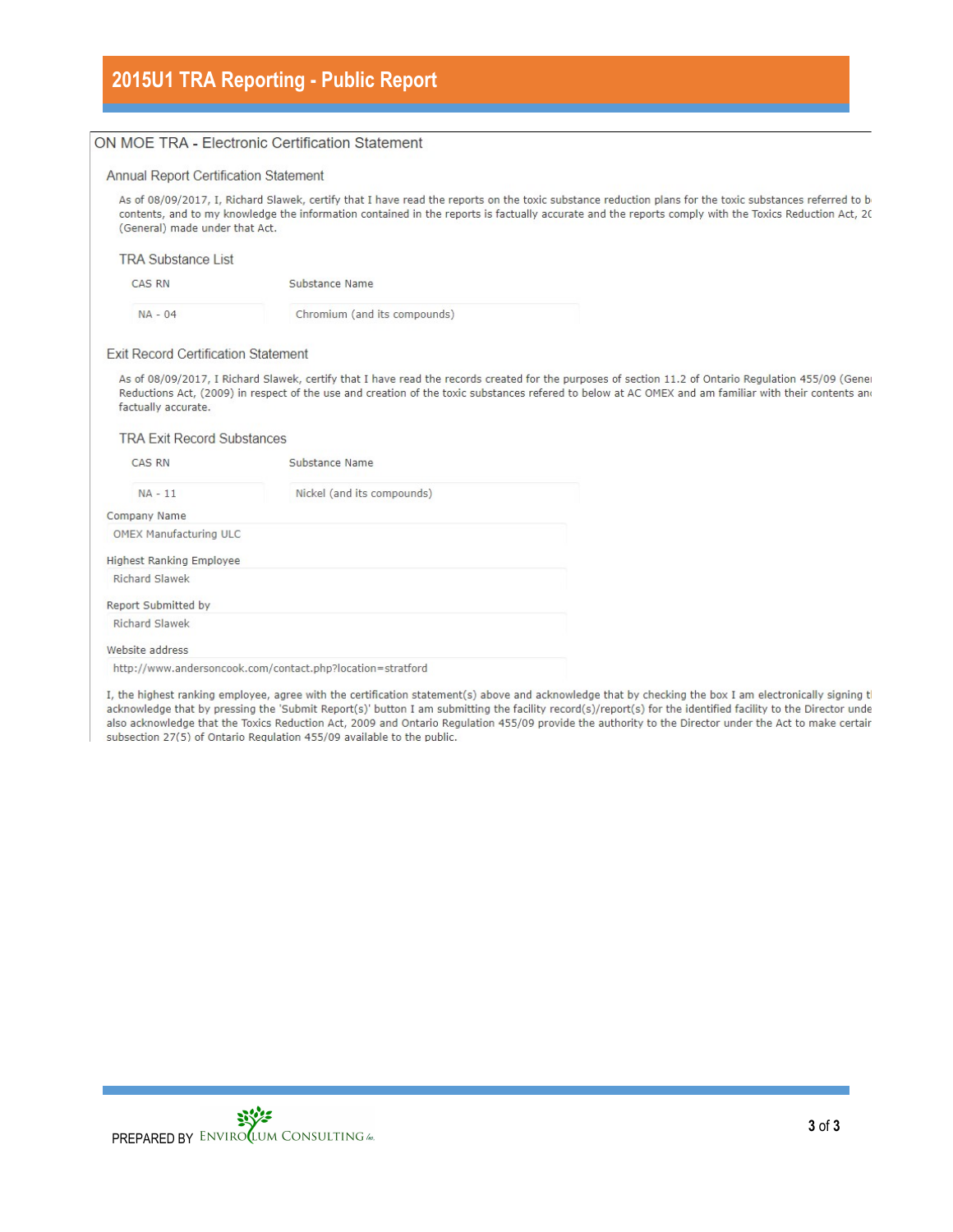# 2015U1 TRA Reporting - Public Report

## ON MOE TRA - Electronic Certification Statement

### Annual Report Certification Statement

As of 08/09/2017, I, Richard Slawek, certify that I have read the reports on the toxic substance reduction plans for the toxic substances referred to b contents, and to my knowledge the information contained in the reports is factually accurate and the reports comply with the Toxics Reduction Act, 20 (General) made under that Act.

#### TRA Substance List

| CAS RN | Substance Name |
| --- | --- |
| NA - 04 | Chromium (and its compounds) |

### Exit Record Certification Statement

As of 08/09/2017, I Richard Slawek, certify that I have read the records created for the purposes of section 11.2 of Ontario Regulation 455/09 (Gene Reductions Act, (2009) in respect of the use and creation of the toxic substances refered to below at AC OMEX and am familiar with their contents an factually accurate.

#### TRA Exit Record Substances

| CAS RN | Substance Name |
| --- | --- |
| NA - 11 | Nickel (and its compounds) |

Company Name

OMEX Manufacturing ULC

Highest Ranking Employee

Richard Slawek

Report Submitted by

Richard Slawek

Website address

http://www.andersoncook.com/contact.php?location=stratford

I, the highest ranking employee, agree with the certification statement(s) above and acknowledge that by checking the box I am electronically signing t acknowledge that by pressing the 'Submit Report(s)' button I am submitting the facility record(s)/report(s) for the identified facility to the Director unde also acknowledge that the Toxics Reduction Act, 2009 and Ontario Regulation 455/09 provide the authority to the Director under the Act to make certai subsection 27(5) of Ontario Regulation 455/09 available to the public.

PREPARED BY ENVIROLUM CONSULTING Inc.